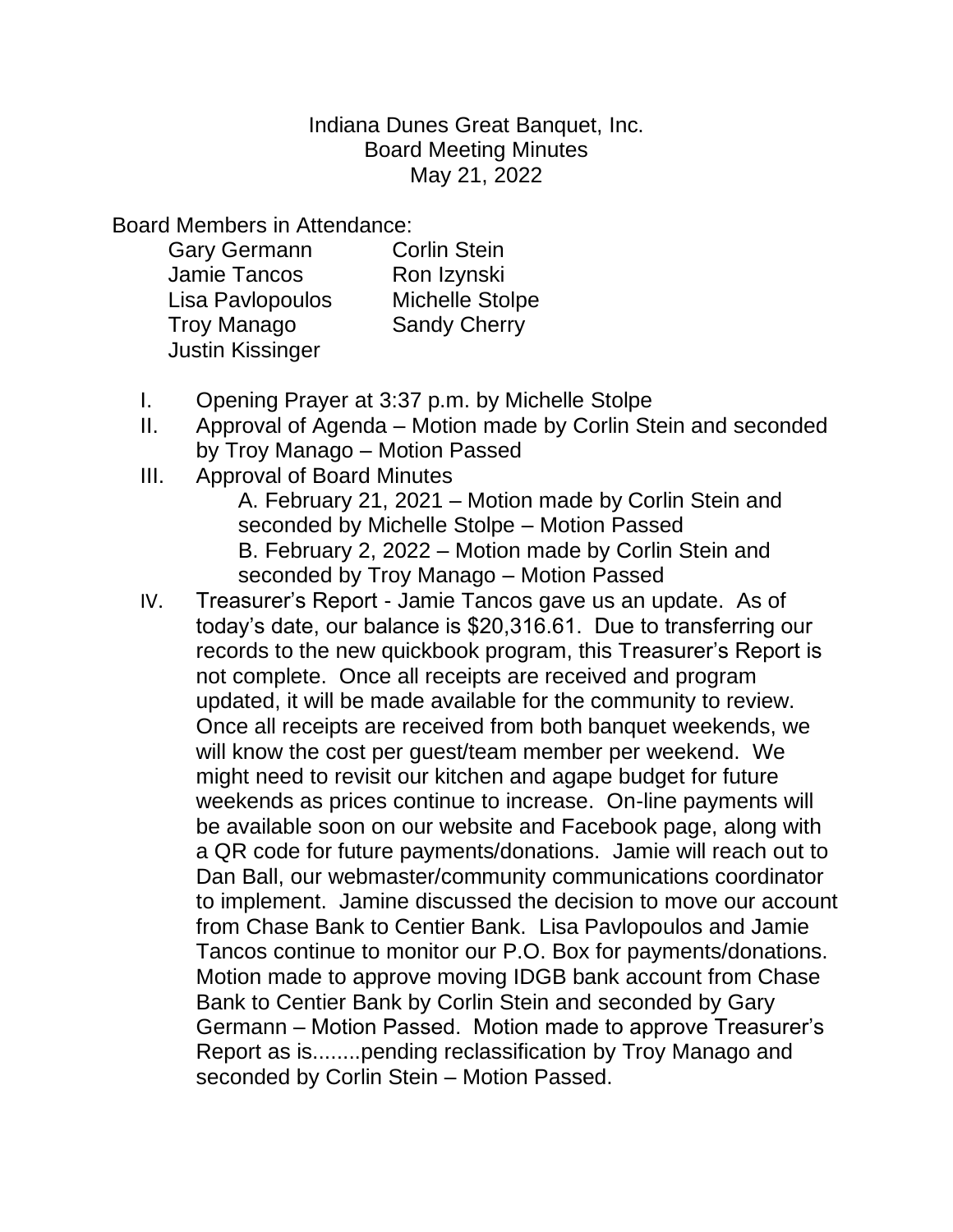Indiana Dunes Great Banquet, Inc.
Board Meeting Minutes
May 21, 2022

Board Members in Attendance:

Gary Germann
Jamie Tancos
Lisa Pavlopoulos
Troy Manago
Justin Kissinger
Corlin Stein
Ron Izynski
Michelle Stolpe
Sandy Cherry

I. Opening Prayer at 3:37 p.m. by Michelle Stolpe

II. Approval of Agenda – Motion made by Corlin Stein and seconded by Troy Manago – Motion Passed

III. Approval of Board Minutes
   A. February 21, 2021 – Motion made by Corlin Stein and seconded by Michelle Stolpe – Motion Passed
   B. February 2, 2022 – Motion made by Corlin Stein and seconded by Troy Manago – Motion Passed

IV. Treasurer's Report - Jamie Tancos gave us an update. As of today's date, our balance is $20,316.61. Due to transferring our records to the new quickbook program, this Treasurer's Report is not complete. Once all receipts are received and program updated, it will be made available for the community to review. Once all receipts are received from both banquet weekends, we will know the cost per guest/team member per weekend. We might need to revisit our kitchen and agape budget for future weekends as prices continue to increase. On-line payments will be available soon on our website and Facebook page, along with a QR code for future payments/donations. Jamie will reach out to Dan Ball, our webmaster/community communications coordinator to implement. Jamine discussed the decision to move our account from Chase Bank to Centier Bank. Lisa Pavlopoulos and Jamie Tancos continue to monitor our P.O. Box for payments/donations. Motion made to approve moving IDGB bank account from Chase Bank to Centier Bank by Corlin Stein and seconded by Gary Germann – Motion Passed. Motion made to approve Treasurer's Report as is........pending reclassification by Troy Manago and seconded by Corlin Stein – Motion Passed.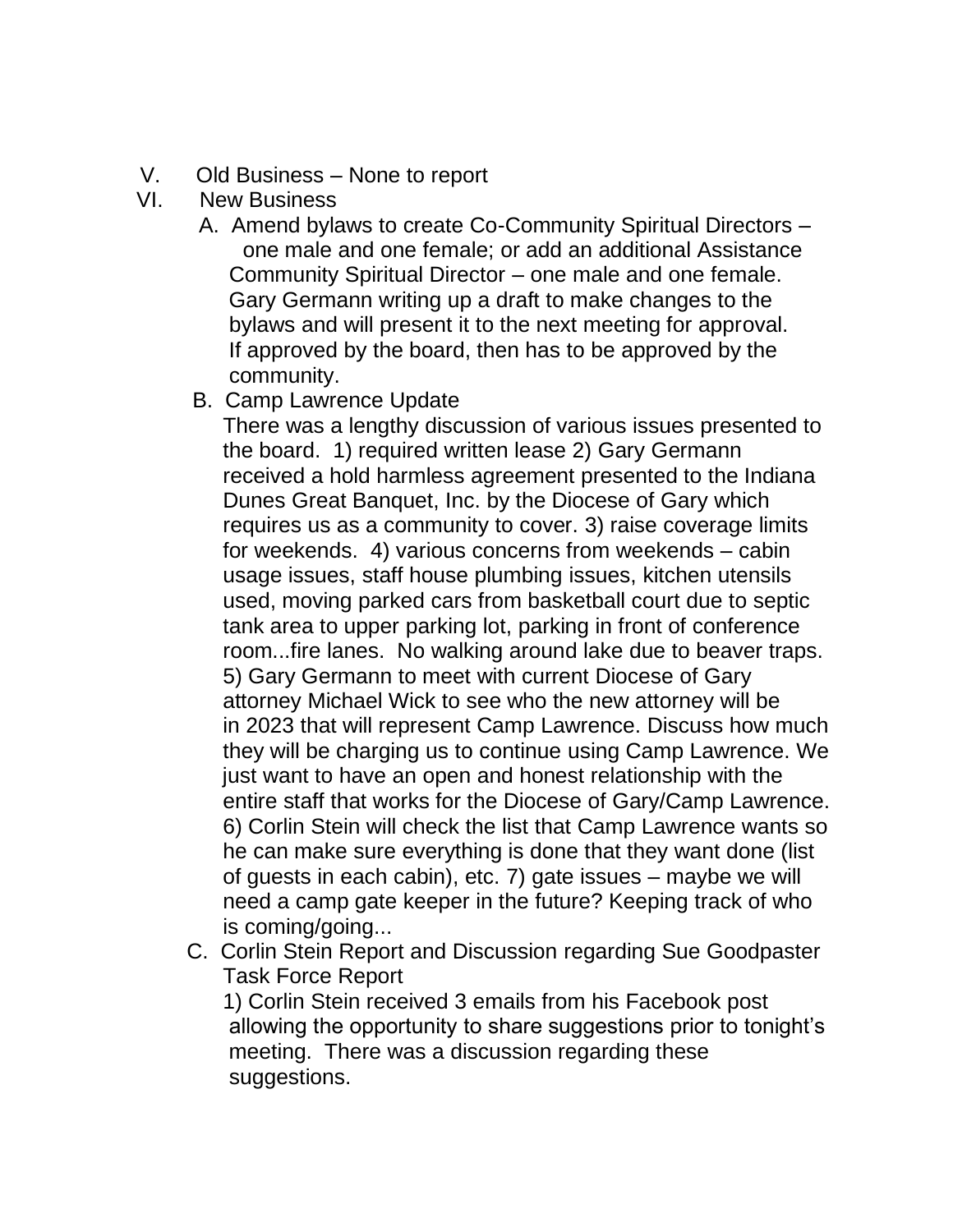V. Old Business – None to report

VI. New Business

A. Amend bylaws to create Co-Community Spiritual Directors – one male and one female; or add an additional Assistance Community Spiritual Director – one male and one female. Gary Germann writing up a draft to make changes to the bylaws and will present it to the next meeting for approval. If approved by the board, then has to be approved by the community.

B. Camp Lawrence Update

There was a lengthy discussion of various issues presented to the board. 1) required written lease 2) Gary Germann received a hold harmless agreement presented to the Indiana Dunes Great Banquet, Inc. by the Diocese of Gary which requires us as a community to cover. 3) raise coverage limits for weekends. 4) various concerns from weekends – cabin usage issues, staff house plumbing issues, kitchen utensils used, moving parked cars from basketball court due to septic tank area to upper parking lot, parking in front of conference room...fire lanes. No walking around lake due to beaver traps. 5) Gary Germann to meet with current Diocese of Gary attorney Michael Wick to see who the new attorney will be in 2023 that will represent Camp Lawrence. Discuss how much they will be charging us to continue using Camp Lawrence. We just want to have an open and honest relationship with the entire staff that works for the Diocese of Gary/Camp Lawrence. 6) Corlin Stein will check the list that Camp Lawrence wants so he can make sure everything is done that they want done (list of guests in each cabin), etc. 7) gate issues – maybe we will need a camp gate keeper in the future? Keeping track of who is coming/going...

C. Corlin Stein Report and Discussion regarding Sue Goodpaster Task Force Report

1) Corlin Stein received 3 emails from his Facebook post allowing the opportunity to share suggestions prior to tonight's meeting. There was a discussion regarding these suggestions.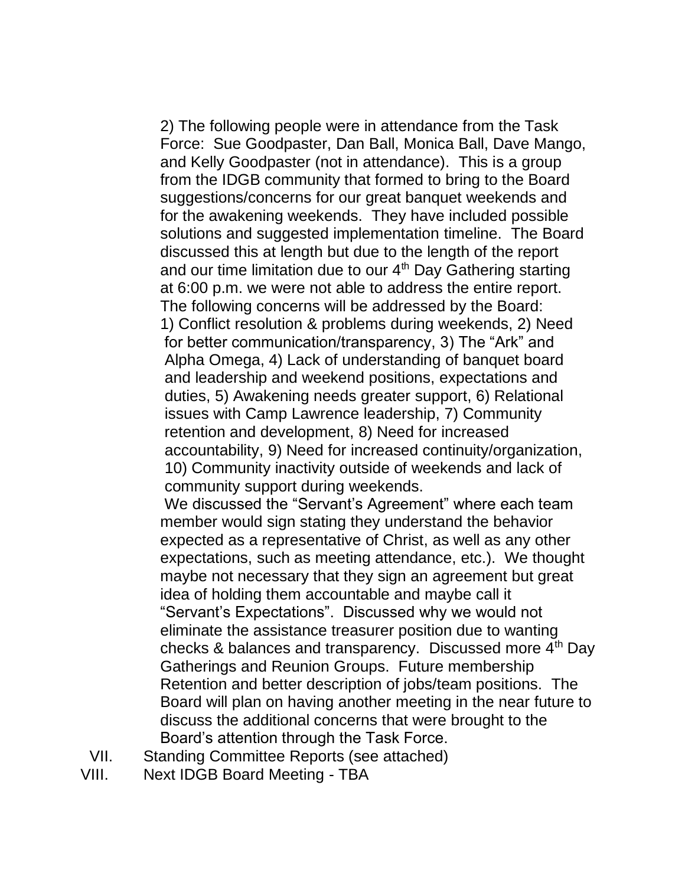2) The following people were in attendance from the Task Force: Sue Goodpaster, Dan Ball, Monica Ball, Dave Mango, and Kelly Goodpaster (not in attendance). This is a group from the IDGB community that formed to bring to the Board suggestions/concerns for our great banquet weekends and for the awakening weekends. They have included possible solutions and suggested implementation timeline. The Board discussed this at length but due to the length of the report and our time limitation due to our 4th Day Gathering starting at 6:00 p.m. we were not able to address the entire report. The following concerns will be addressed by the Board: 1) Conflict resolution & problems during weekends, 2) Need for better communication/transparency, 3) The "Ark" and Alpha Omega, 4) Lack of understanding of banquet board and leadership and weekend positions, expectations and duties, 5) Awakening needs greater support, 6) Relational issues with Camp Lawrence leadership, 7) Community retention and development, 8) Need for increased accountability, 9) Need for increased continuity/organization, 10) Community inactivity outside of weekends and lack of community support during weekends.

We discussed the "Servant's Agreement" where each team member would sign stating they understand the behavior expected as a representative of Christ, as well as any other expectations, such as meeting attendance, etc.). We thought maybe not necessary that they sign an agreement but great idea of holding them accountable and maybe call it "Servant's Expectations". Discussed why we would not eliminate the assistance treasurer position due to wanting checks & balances and transparency. Discussed more 4th Day Gatherings and Reunion Groups. Future membership Retention and better description of jobs/team positions. The Board will plan on having another meeting in the near future to discuss the additional concerns that were brought to the Board's attention through the Task Force.

VII. Standing Committee Reports (see attached)

VIII. Next IDGB Board Meeting - TBA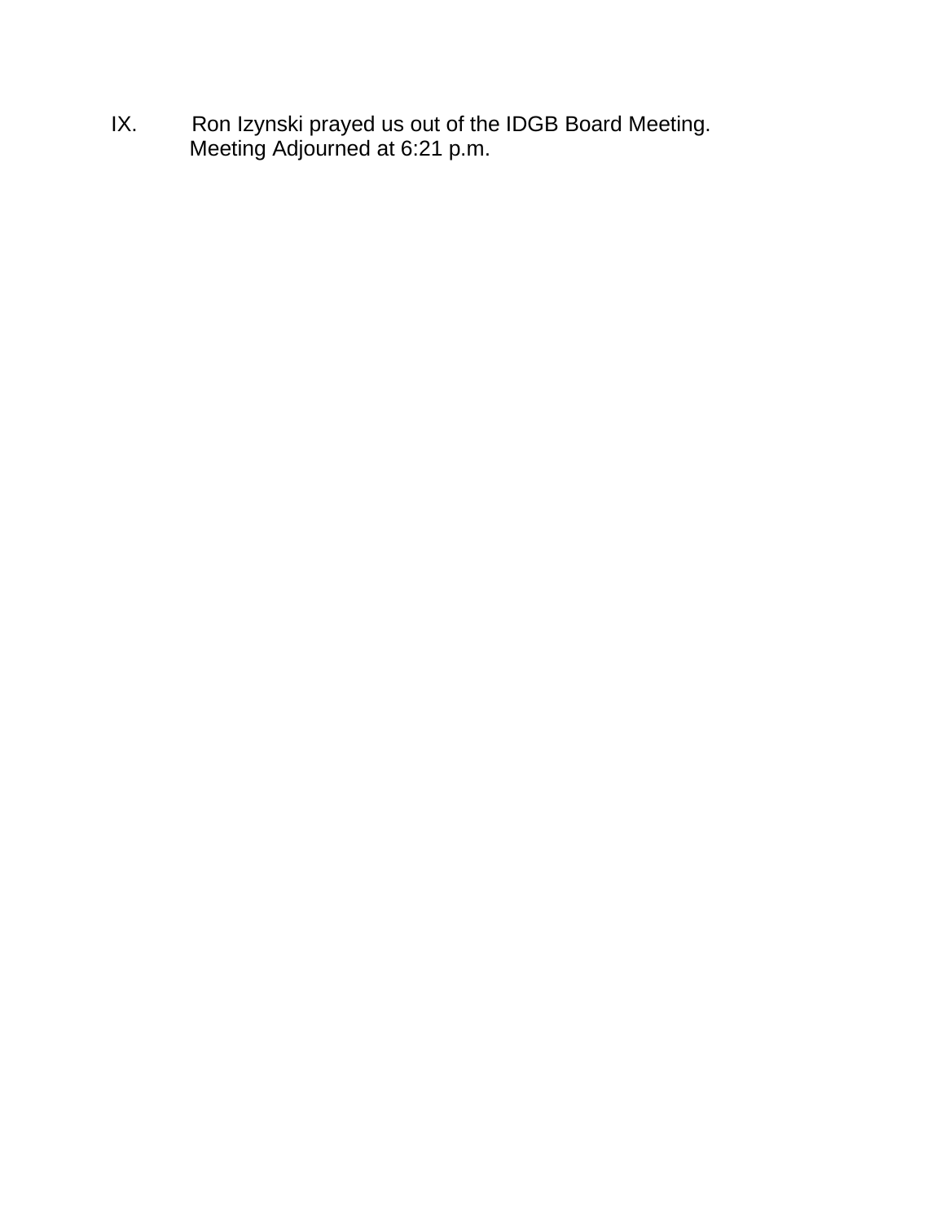IX. Ron Izynski prayed us out of the IDGB Board Meeting.
Meeting Adjourned at 6:21 p.m.